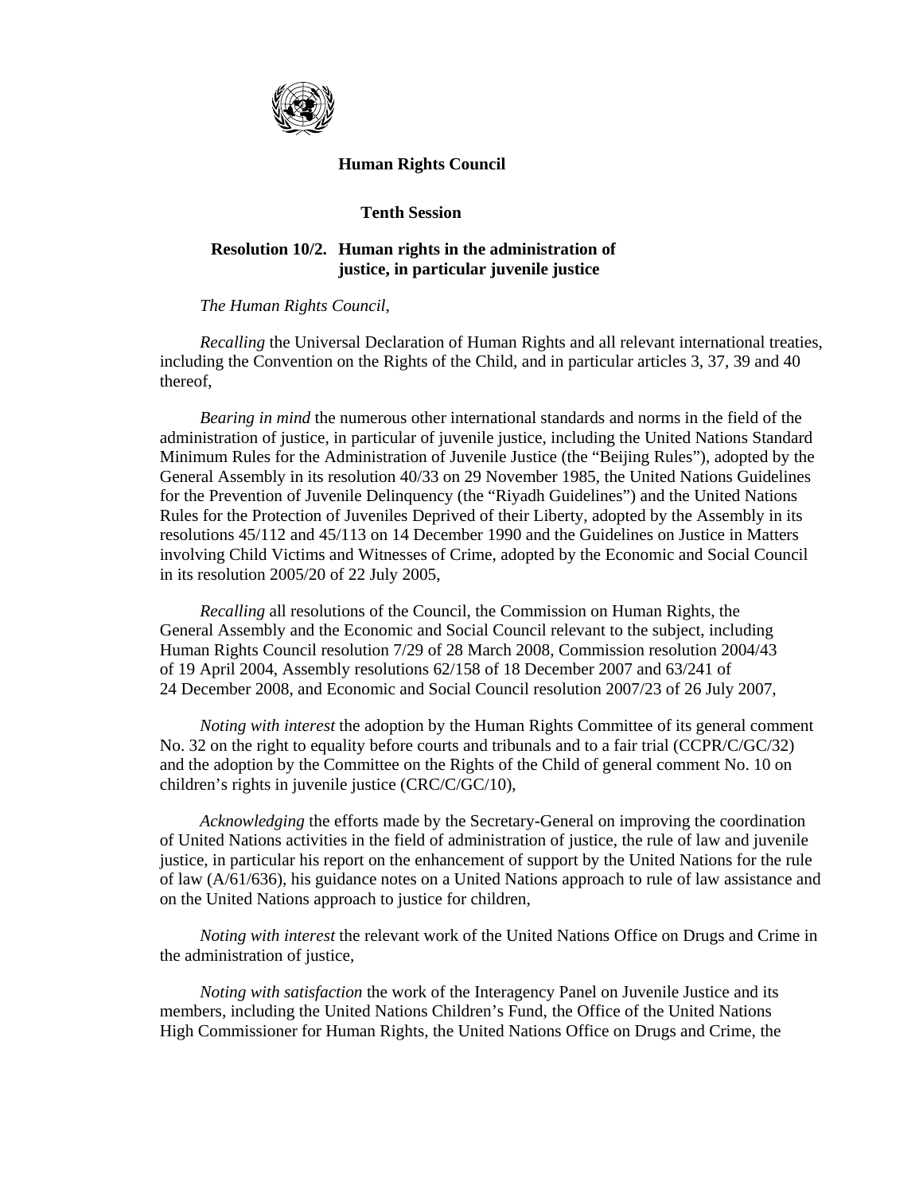**Human Rights Council**

**Tenth Session**

**Resolution 10/2. Human rights in the administration of justice, in particular juvenile justice**

*The Human Rights Council*,

*Recalling* the Universal Declaration of Human Rights and all relevant international treaties, including the Convention on the Rights of the Child, and in particular articles 3, 37, 39 and 40 thereof,

*Bearing in mind* the numerous other international standards and norms in the field of the administration of justice, in particular of juvenile justice, including the United Nations Standard Minimum Rules for the Administration of Juvenile Justice (the "Beijing Rules"), adopted by the General Assembly in its resolution 40/33 on 29 November 1985, the United Nations Guidelines for the Prevention of Juvenile Delinquency (the "Riyadh Guidelines") and the United Nations Rules for the Protection of Juveniles Deprived of their Liberty, adopted by the Assembly in its resolutions 45/112 and 45/113 on 14 December 1990 and the Guidelines on Justice in Matters involving Child Victims and Witnesses of Crime, adopted by the Economic and Social Council in its resolution 2005/20 of 22 July 2005,

*Recalling* all resolutions of the Council, the Commission on Human Rights, the General Assembly and the Economic and Social Council relevant to the subject, including Human Rights Council resolution 7/29 of 28 March 2008, Commission resolution 2004/43 of 19 April 2004, Assembly resolutions 62/158 of 18 December 2007 and 63/241 of 24 December 2008, and Economic and Social Council resolution 2007/23 of 26 July 2007,

*Noting with interest* the adoption by the Human Rights Committee of its general comment No. 32 on the right to equality before courts and tribunals and to a fair trial (CCPR/C/GC/32) and the adoption by the Committee on the Rights of the Child of general comment No. 10 on children's rights in juvenile justice (CRC/C/GC/10),

*Acknowledging* the efforts made by the Secretary-General on improving the coordination of United Nations activities in the field of administration of justice, the rule of law and juvenile justice, in particular his report on the enhancement of support by the United Nations for the rule of law (A/61/636), his guidance notes on a United Nations approach to rule of law assistance and on the United Nations approach to justice for children,

*Noting with interest* the relevant work of the United Nations Office on Drugs and Crime in the administration of justice,

*Noting with satisfaction* the work of the Interagency Panel on Juvenile Justice and its members, including the United Nations Children's Fund, the Office of the United Nations High Commissioner for Human Rights, the United Nations Office on Drugs and Crime, the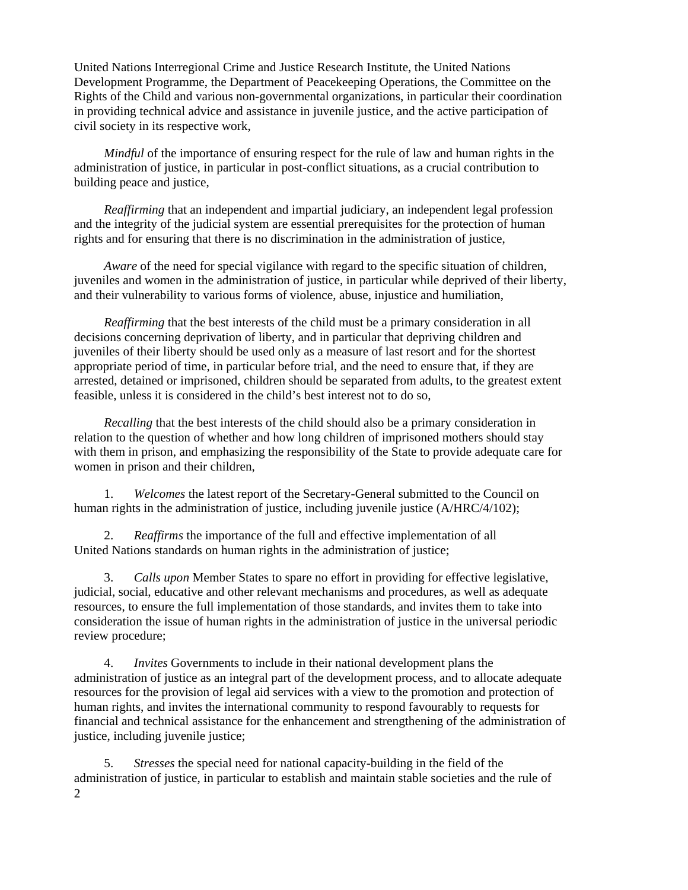United Nations Interregional Crime and Justice Research Institute, the United Nations Development Programme, the Department of Peacekeeping Operations, the Committee on the Rights of the Child and various non-governmental organizations, in particular their coordination in providing technical advice and assistance in juvenile justice, and the active participation of civil society in its respective work,

*Mindful* of the importance of ensuring respect for the rule of law and human rights in the administration of justice, in particular in post-conflict situations, as a crucial contribution to building peace and justice,

*Reaffirming* that an independent and impartial judiciary, an independent legal profession and the integrity of the judicial system are essential prerequisites for the protection of human rights and for ensuring that there is no discrimination in the administration of justice,

*Aware* of the need for special vigilance with regard to the specific situation of children, juveniles and women in the administration of justice, in particular while deprived of their liberty, and their vulnerability to various forms of violence, abuse, injustice and humiliation,

*Reaffirming* that the best interests of the child must be a primary consideration in all decisions concerning deprivation of liberty, and in particular that depriving children and juveniles of their liberty should be used only as a measure of last resort and for the shortest appropriate period of time, in particular before trial, and the need to ensure that, if they are arrested, detained or imprisoned, children should be separated from adults, to the greatest extent feasible, unless it is considered in the child's best interest not to do so,

*Recalling* that the best interests of the child should also be a primary consideration in relation to the question of whether and how long children of imprisoned mothers should stay with them in prison, and emphasizing the responsibility of the State to provide adequate care for women in prison and their children,

1. *Welcomes* the latest report of the Secretary-General submitted to the Council on human rights in the administration of justice, including juvenile justice (A/HRC/4/102);

2. *Reaffirms* the importance of the full and effective implementation of all United Nations standards on human rights in the administration of justice;

3. *Calls upon* Member States to spare no effort in providing for effective legislative, judicial, social, educative and other relevant mechanisms and procedures, as well as adequate resources, to ensure the full implementation of those standards, and invites them to take into consideration the issue of human rights in the administration of justice in the universal periodic review procedure;

4. *Invites* Governments to include in their national development plans the administration of justice as an integral part of the development process, and to allocate adequate resources for the provision of legal aid services with a view to the promotion and protection of human rights, and invites the international community to respond favourably to requests for financial and technical assistance for the enhancement and strengthening of the administration of justice, including juvenile justice;

5. *Stresses* the special need for national capacity-building in the field of the administration of justice, in particular to establish and maintain stable societies and the rule of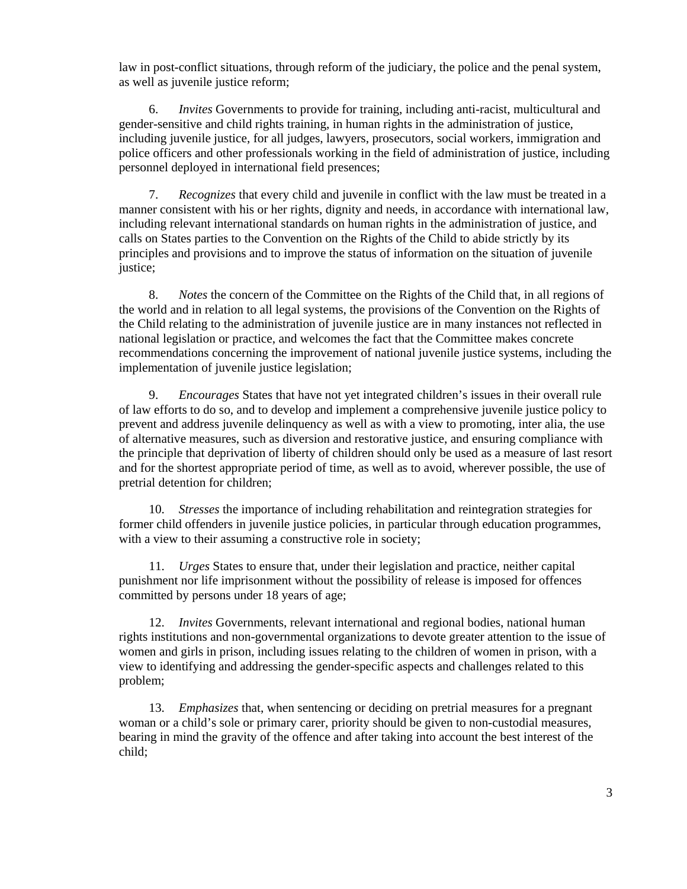law in post-conflict situations, through reform of the judiciary, the police and the penal system, as well as juvenile justice reform;

6. *Invites* Governments to provide for training, including anti-racist, multicultural and gender-sensitive and child rights training, in human rights in the administration of justice, including juvenile justice, for all judges, lawyers, prosecutors, social workers, immigration and police officers and other professionals working in the field of administration of justice, including personnel deployed in international field presences;

7. *Recognizes* that every child and juvenile in conflict with the law must be treated in a manner consistent with his or her rights, dignity and needs, in accordance with international law, including relevant international standards on human rights in the administration of justice, and calls on States parties to the Convention on the Rights of the Child to abide strictly by its principles and provisions and to improve the status of information on the situation of juvenile justice;

8. *Notes* the concern of the Committee on the Rights of the Child that, in all regions of the world and in relation to all legal systems, the provisions of the Convention on the Rights of the Child relating to the administration of juvenile justice are in many instances not reflected in national legislation or practice, and welcomes the fact that the Committee makes concrete recommendations concerning the improvement of national juvenile justice systems, including the implementation of juvenile justice legislation;

9. *Encourages* States that have not yet integrated children's issues in their overall rule of law efforts to do so, and to develop and implement a comprehensive juvenile justice policy to prevent and address juvenile delinquency as well as with a view to promoting, inter alia, the use of alternative measures, such as diversion and restorative justice, and ensuring compliance with the principle that deprivation of liberty of children should only be used as a measure of last resort and for the shortest appropriate period of time, as well as to avoid, wherever possible, the use of pretrial detention for children;

10. *Stresses* the importance of including rehabilitation and reintegration strategies for former child offenders in juvenile justice policies, in particular through education programmes, with a view to their assuming a constructive role in society;

11. *Urges* States to ensure that, under their legislation and practice, neither capital punishment nor life imprisonment without the possibility of release is imposed for offences committed by persons under 18 years of age;

12. *Invites* Governments, relevant international and regional bodies, national human rights institutions and non-governmental organizations to devote greater attention to the issue of women and girls in prison, including issues relating to the children of women in prison, with a view to identifying and addressing the gender-specific aspects and challenges related to this problem;

13. *Emphasizes* that, when sentencing or deciding on pretrial measures for a pregnant woman or a child's sole or primary carer, priority should be given to non-custodial measures, bearing in mind the gravity of the offence and after taking into account the best interest of the child;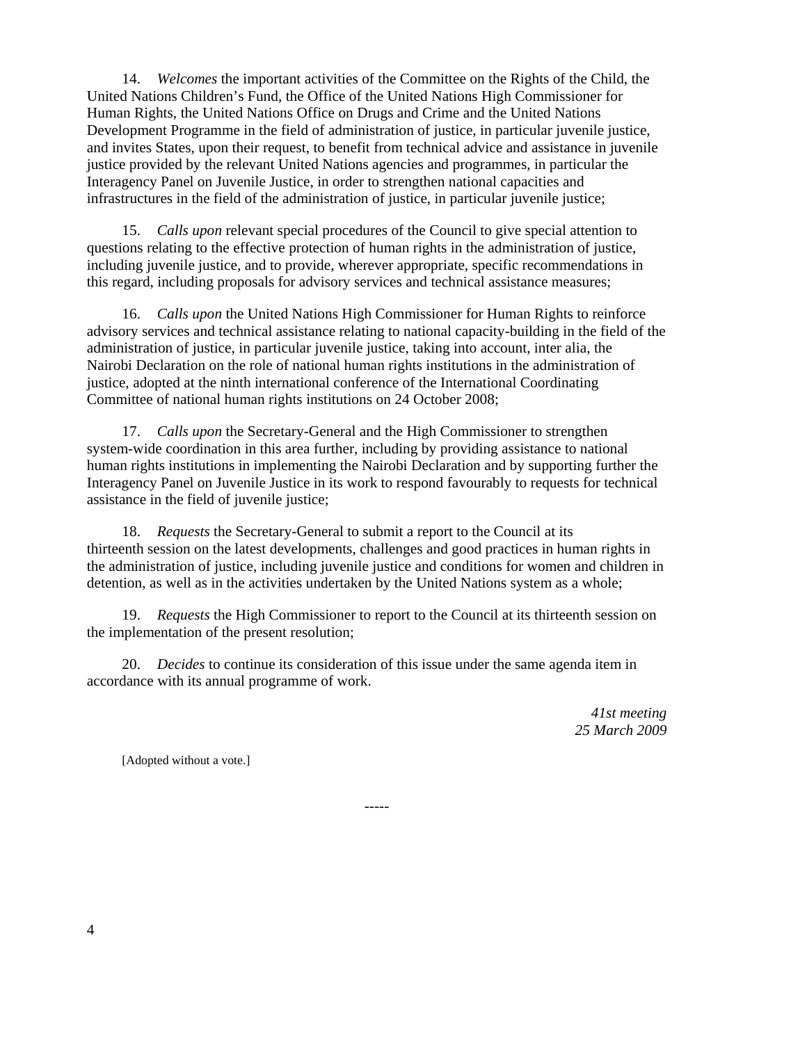14. *Welcomes* the important activities of the Committee on the Rights of the Child, the United Nations Children's Fund, the Office of the United Nations High Commissioner for Human Rights, the United Nations Office on Drugs and Crime and the United Nations Development Programme in the field of administration of justice, in particular juvenile justice, and invites States, upon their request, to benefit from technical advice and assistance in juvenile justice provided by the relevant United Nations agencies and programmes, in particular the Interagency Panel on Juvenile Justice, in order to strengthen national capacities and infrastructures in the field of the administration of justice, in particular juvenile justice;

15. *Calls upon* relevant special procedures of the Council to give special attention to questions relating to the effective protection of human rights in the administration of justice, including juvenile justice, and to provide, wherever appropriate, specific recommendations in this regard, including proposals for advisory services and technical assistance measures;

16. *Calls upon* the United Nations High Commissioner for Human Rights to reinforce advisory services and technical assistance relating to national capacity-building in the field of the administration of justice, in particular juvenile justice, taking into account, inter alia, the Nairobi Declaration on the role of national human rights institutions in the administration of justice, adopted at the ninth international conference of the International Coordinating Committee of national human rights institutions on 24 October 2008;

17. *Calls upon* the Secretary-General and the High Commissioner to strengthen system-wide coordination in this area further, including by providing assistance to national human rights institutions in implementing the Nairobi Declaration and by supporting further the Interagency Panel on Juvenile Justice in its work to respond favourably to requests for technical assistance in the field of juvenile justice;

18. *Requests* the Secretary-General to submit a report to the Council at its thirteenth session on the latest developments, challenges and good practices in human rights in the administration of justice, including juvenile justice and conditions for women and children in detention, as well as in the activities undertaken by the United Nations system as a whole;

19. *Requests* the High Commissioner to report to the Council at its thirteenth session on the implementation of the present resolution;

20. *Decides* to continue its consideration of this issue under the same agenda item in accordance with its annual programme of work.

*41st meeting*
*25 March 2009*

[Adopted without a vote.]

-----